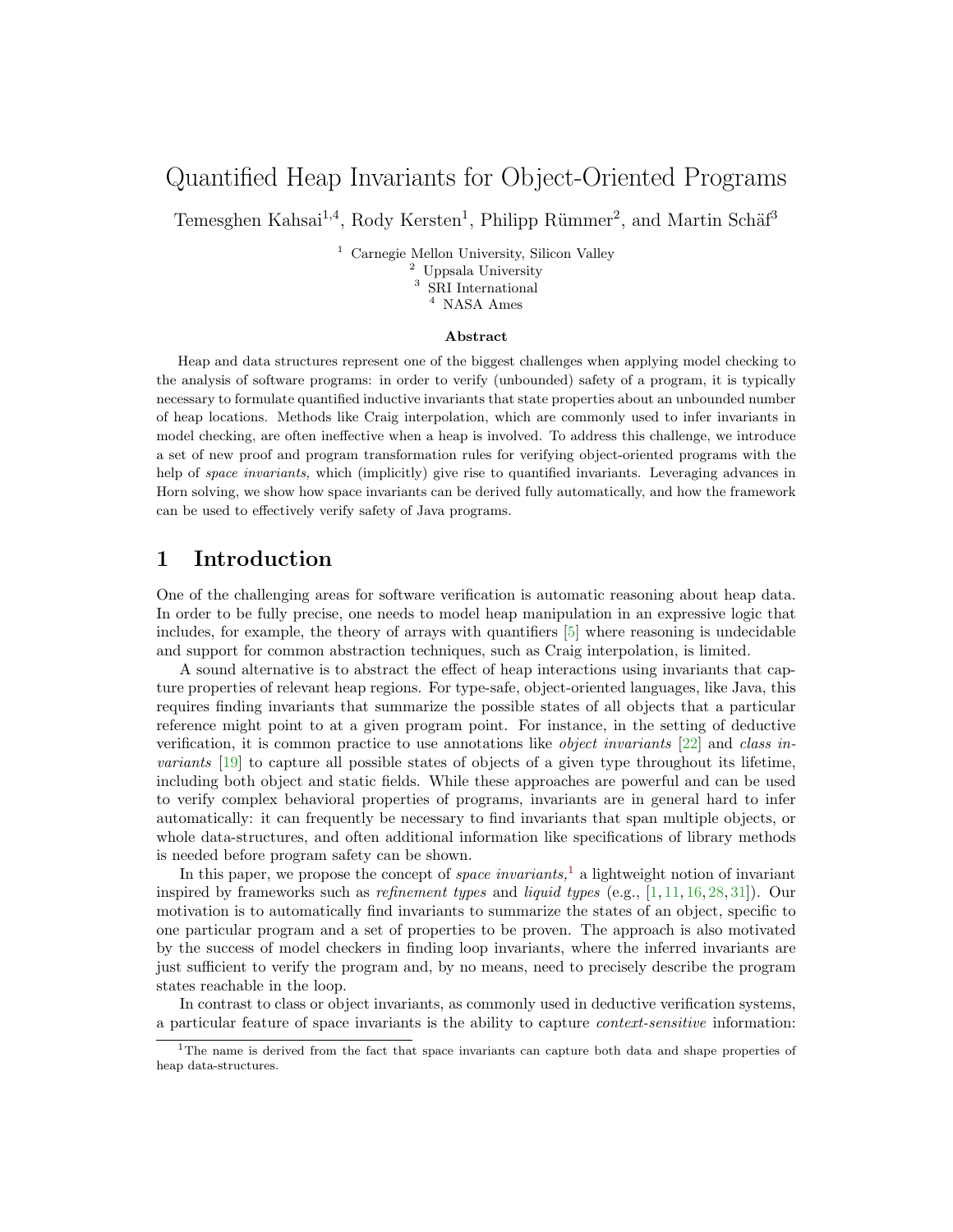# Quantified Heap Invariants for Object-Oriented Programs

Temesghen Kahsai[1,4], Rody Kersten[1], Philipp Rümmer[2], and Martin Schäf[3]

[1] Carnegie Mellon University, Silicon Valley
[2] Uppsala University
[3] SRI International
[4] NASA Ames

**Abstract**

Heap and data structures represent one of the biggest challenges when applying model checking to the analysis of software programs: in order to verify (unbounded) safety of a program, it is typically necessary to formulate quantified inductive invariants that state properties about an unbounded number of heap locations. Methods like Craig interpolation, which are commonly used to infer invariants in model checking, are often ineffective when a heap is involved. To address this challenge, we introduce a set of new proof and program transformation rules for verifying object-oriented programs with the help of *space invariants,* which (implicitly) give rise to quantified invariants. Leveraging advances in Horn solving, we show how space invariants can be derived fully automatically, and how the framework can be used to effectively verify safety of Java programs.

## 1 Introduction

One of the challenging areas for software verification is automatic reasoning about heap data. In order to be fully precise, one needs to model heap manipulation in an expressive logic that includes, for example, the theory of arrays with quantifiers [5] where reasoning is undecidable and support for common abstraction techniques, such as Craig interpolation, is limited.

A sound alternative is to abstract the effect of heap interactions using invariants that capture properties of relevant heap regions. For type-safe, object-oriented languages, like Java, this requires finding invariants that summarize the possible states of all objects that a particular reference might point to at a given program point. For instance, in the setting of deductive verification, it is common practice to use annotations like *object invariants* [22] and *class invariants* [19] to capture all possible states of objects of a given type throughout its lifetime, including both object and static fields. While these approaches are powerful and can be used to verify complex behavioral properties of programs, invariants are in general hard to infer automatically: it can frequently be necessary to find invariants that span multiple objects, or whole data-structures, and often additional information like specifications of library methods is needed before program safety can be shown.

In this paper, we propose the concept of *space invariants,*[1] a lightweight notion of invariant inspired by frameworks such as *refinement types* and *liquid types* (e.g., [1, 11, 16, 28, 31]). Our motivation is to automatically find invariants to summarize the states of an object, specific to one particular program and a set of properties to be proven. The approach is also motivated by the success of model checkers in finding loop invariants, where the inferred invariants are just sufficient to verify the program and, by no means, need to precisely describe the program states reachable in the loop.

In contrast to class or object invariants, as commonly used in deductive verification systems, a particular feature of space invariants is the ability to capture *context-sensitive* information:

[1] The name is derived from the fact that space invariants can capture both data and shape properties of heap data-structures.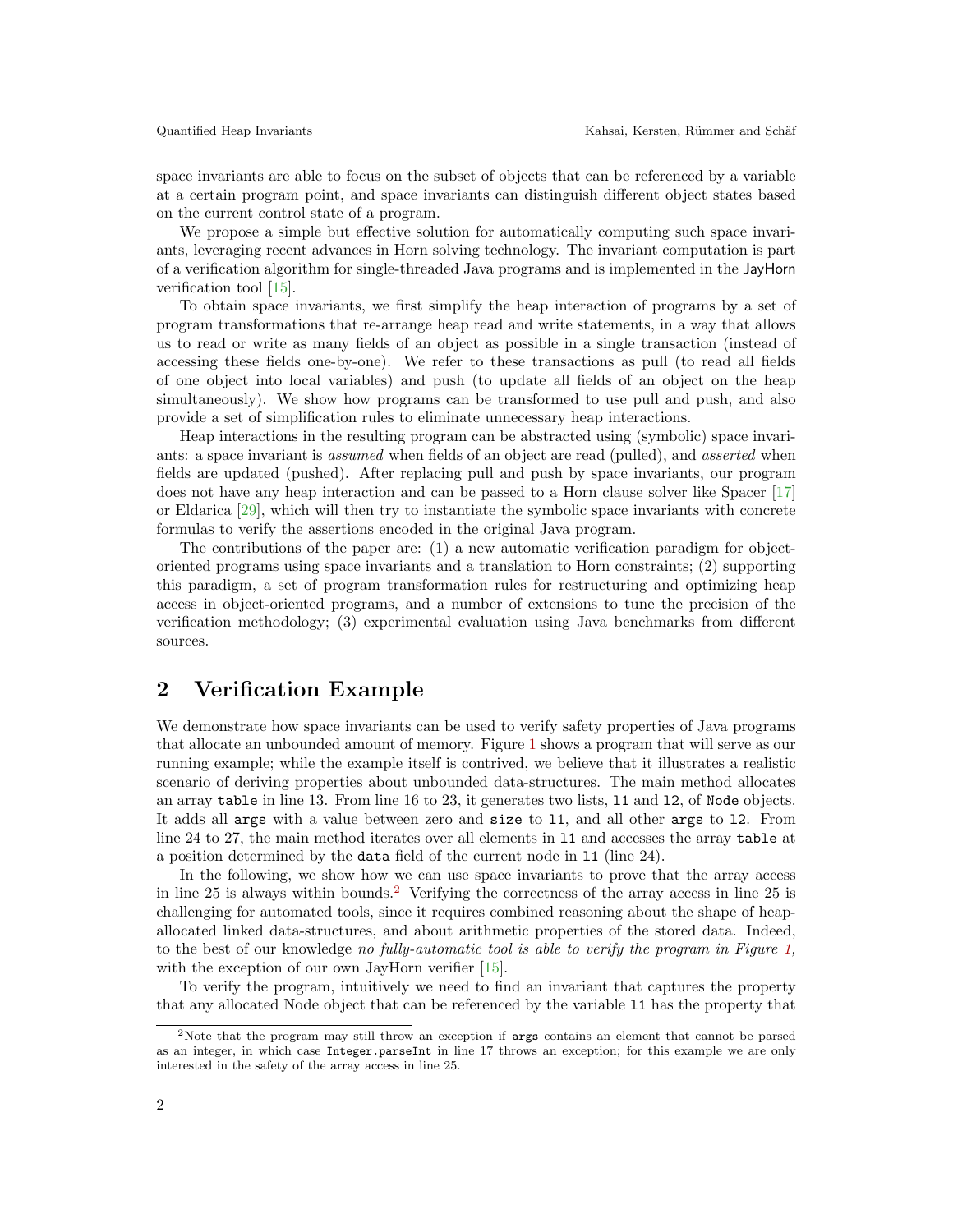space invariants are able to focus on the subset of objects that can be referenced by a variable at a certain program point, and space invariants can distinguish different object states based on the current control state of a program.

We propose a simple but effective solution for automatically computing such space invariants, leveraging recent advances in Horn solving technology. The invariant computation is part of a verification algorithm for single-threaded Java programs and is implemented in the JayHorn verification tool [15].

To obtain space invariants, we first simplify the heap interaction of programs by a set of program transformations that re-arrange heap read and write statements, in a way that allows us to read or write as many fields of an object as possible in a single transaction (instead of accessing these fields one-by-one). We refer to these transactions as pull (to read all fields of one object into local variables) and push (to update all fields of an object on the heap simultaneously). We show how programs can be transformed to use pull and push, and also provide a set of simplification rules to eliminate unnecessary heap interactions.

Heap interactions in the resulting program can be abstracted using (symbolic) space invariants: a space invariant is *assumed* when fields of an object are read (pulled), and *asserted* when fields are updated (pushed). After replacing pull and push by space invariants, our program does not have any heap interaction and can be passed to a Horn clause solver like Spacer [17] or Eldarica [29], which will then try to instantiate the symbolic space invariants with concrete formulas to verify the assertions encoded in the original Java program.

The contributions of the paper are: (1) a new automatic verification paradigm for object-oriented programs using space invariants and a translation to Horn constraints; (2) supporting this paradigm, a set of program transformation rules for restructuring and optimizing heap access in object-oriented programs, and a number of extensions to tune the precision of the verification methodology; (3) experimental evaluation using Java benchmarks from different sources.

# 2 Verification Example

We demonstrate how space invariants can be used to verify safety properties of Java programs that allocate an unbounded amount of memory. Figure 1 shows a program that will serve as our running example; while the example itself is contrived, we believe that it illustrates a realistic scenario of deriving properties about unbounded data-structures. The main method allocates an array `table` in line 13. From line 16 to 23, it generates two lists, `l1` and `l2`, of `Node` objects. It adds all `args` with a value between zero and `size` to `l1`, and all other `args` to `l2`. From line 24 to 27, the main method iterates over all elements in `l1` and accesses the array `table` at a position determined by the `data` field of the current node in `l1` (line 24).

In the following, we show how we can use space invariants to prove that the array access in line 25 is always within bounds.[2] Verifying the correctness of the array access in line 25 is challenging for automated tools, since it requires combined reasoning about the shape of heap-allocated linked data-structures, and about arithmetic properties of the stored data. Indeed, to the best of our knowledge *no fully-automatic tool is able to verify the program in Figure 1*, with the exception of our own JayHorn verifier [15].

To verify the program, intuitively we need to find an invariant that captures the property that any allocated Node object that can be referenced by the variable `l1` has the property that

[2] Note that the program may still throw an exception if `args` contains an element that cannot be parsed as an integer, in which case `Integer.parseInt` in line 17 throws an exception; for this example we are only interested in the safety of the array access in line 25.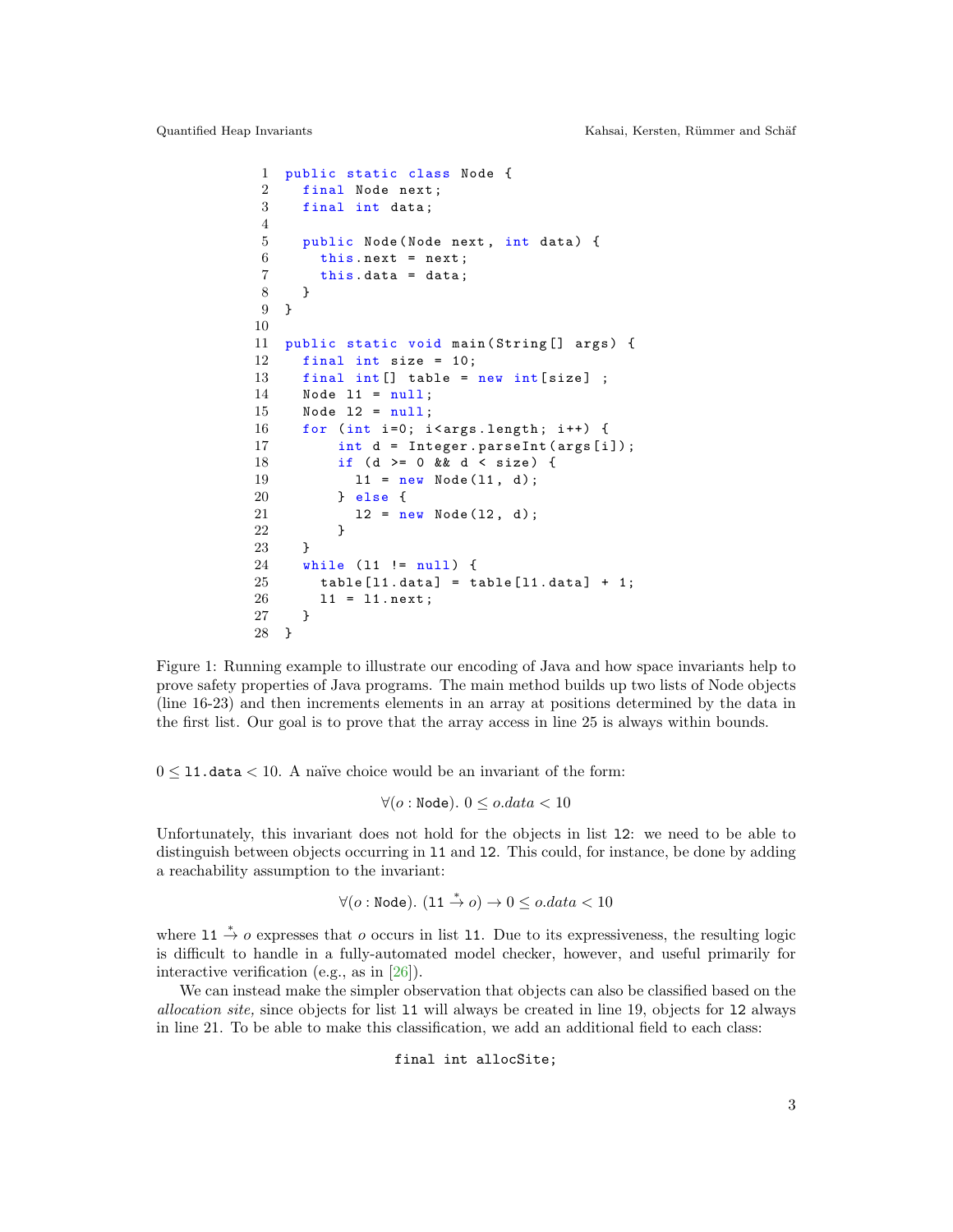```
1  public static class Node {
2    final Node next;
3    final int data;
4
5    public Node(Node next, int data) {
6      this.next = next;
7      this.data = data;
8    }
9  }
10
11 public static void main(String[] args) {
12   final int size = 10;
13   final int[] table = new int[size] ;
14   Node l1 = null;
15   Node l2 = null;
16   for (int i=0; i<args.length; i++) {
17       int d = Integer.parseInt(args[i]);
18       if (d >= 0 && d < size) {
19         l1 = new Node(l1, d);
20       } else {
21         l2 = new Node(l2, d);
22       }
23   }
24   while (l1 != null) {
25     table[l1.data] = table[l1.data] + 1;
26     l1 = l1.next;
27   }
28 }
```

Figure 1: Running example to illustrate our encoding of Java and how space invariants help to prove safety properties of Java programs. The main method builds up two lists of Node objects (line 16-23) and then increments elements in an array at positions determined by the data in the first list. Our goal is to prove that the array access in line 25 is always within bounds.

$0 \leq \texttt{l1.data} < 10$. A naïve choice would be an invariant of the form:

$$\forall (o : \texttt{Node}).\ 0 \leq o.data < 10$$

Unfortunately, this invariant does not hold for the objects in list `l2`: we need to be able to distinguish between objects occurring in `l1` and `l2`. This could, for instance, be done by adding a reachability assumption to the invariant:

$$\forall (o : \texttt{Node}).\ (\texttt{l1} \xrightarrow{*} o) \rightarrow 0 \leq o.data < 10$$

where $\texttt{l1} \xrightarrow{*} o$ expresses that $o$ occurs in list `l1`. Due to its expressiveness, the resulting logic is difficult to handle in a fully-automated model checker, however, and useful primarily for interactive verification (e.g., as in [26]).

We can instead make the simpler observation that objects can also be classified based on the *allocation site,* since objects for list `l1` will always be created in line 19, objects for `l2` always in line 21. To be able to make this classification, we add an additional field to each class:

```
final int allocSite;
```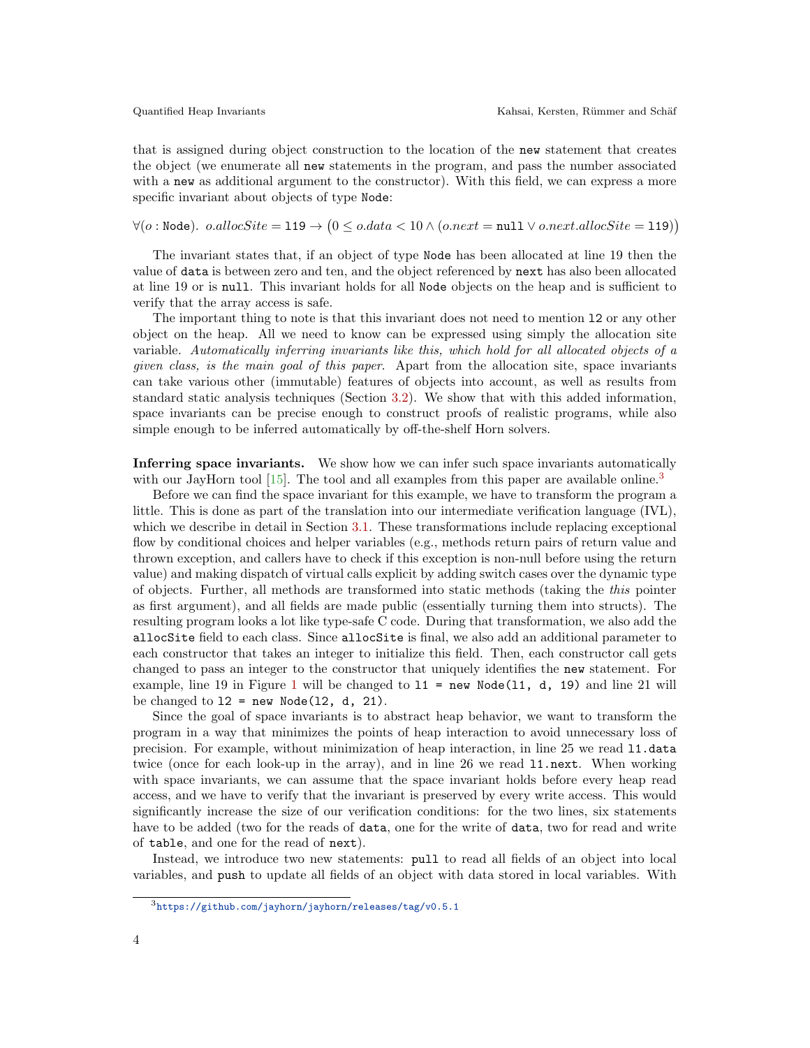that is assigned during object construction to the location of the `new` statement that creates the object (we enumerate all `new` statements in the program, and pass the number associated with a `new` as additional argument to the constructor). With this field, we can express a more specific invariant about objects of type `Node`:

$$\forall (o : \texttt{Node}).\ o.allocSite = \texttt{l19} \rightarrow \big(0 \leq o.data < 10 \wedge (o.next = \texttt{null} \vee o.next.allocSite = \texttt{l19})\big)$$

The invariant states that, if an object of type `Node` has been allocated at line 19 then the value of `data` is between zero and ten, and the object referenced by `next` has also been allocated at line 19 or is `null`. This invariant holds for all `Node` objects on the heap and is sufficient to verify that the array access is safe.

The important thing to note is that this invariant does not need to mention `l2` or any other object on the heap. All we need to know can be expressed using simply the allocation site variable. *Automatically inferring invariants like this, which hold for all allocated objects of a given class, is the main goal of this paper.* Apart from the allocation site, space invariants can take various other (immutable) features of objects into account, as well as results from standard static analysis techniques (Section 3.2). We show that with this added information, space invariants can be precise enough to construct proofs of realistic programs, while also simple enough to be inferred automatically by off-the-shelf Horn solvers.

**Inferring space invariants.** We show how we can infer such space invariants automatically with our JayHorn tool [15]. The tool and all examples from this paper are available online.[3]

Before we can find the space invariant for this example, we have to transform the program a little. This is done as part of the translation into our intermediate verification language (IVL), which we describe in detail in Section 3.1. These transformations include replacing exceptional flow by conditional choices and helper variables (e.g., methods return pairs of return value and thrown exception, and callers have to check if this exception is non-null before using the return value) and making dispatch of virtual calls explicit by adding switch cases over the dynamic type of objects. Further, all methods are transformed into static methods (taking the *this* pointer as first argument), and all fields are made public (essentially turning them into structs). The resulting program looks a lot like type-safe C code. During that transformation, we also add the `allocSite` field to each class. Since `allocSite` is final, we also add an additional parameter to each constructor that takes an integer to initialize this field. Then, each constructor call gets changed to pass an integer to the constructor that uniquely identifies the `new` statement. For example, line 19 in Figure 1 will be changed to `l1 = new Node(l1, d, 19)` and line 21 will be changed to `l2 = new Node(l2, d, 21)`.

Since the goal of space invariants is to abstract heap behavior, we want to transform the program in a way that minimizes the points of heap interaction to avoid unnecessary loss of precision. For example, without minimization of heap interaction, in line 25 we read `l1.data` twice (once for each look-up in the array), and in line 26 we read `l1.next`. When working with space invariants, we can assume that the space invariant holds before every heap read access, and we have to verify that the invariant is preserved by every write access. This would significantly increase the size of our verification conditions: for the two lines, six statements have to be added (two for the reads of `data`, one for the write of `data`, two for read and write of `table`, and one for the read of `next`).

Instead, we introduce two new statements: `pull` to read all fields of an object into local variables, and `push` to update all fields of an object with data stored in local variables. With

[3] https://github.com/jayhorn/jayhorn/releases/tag/v0.5.1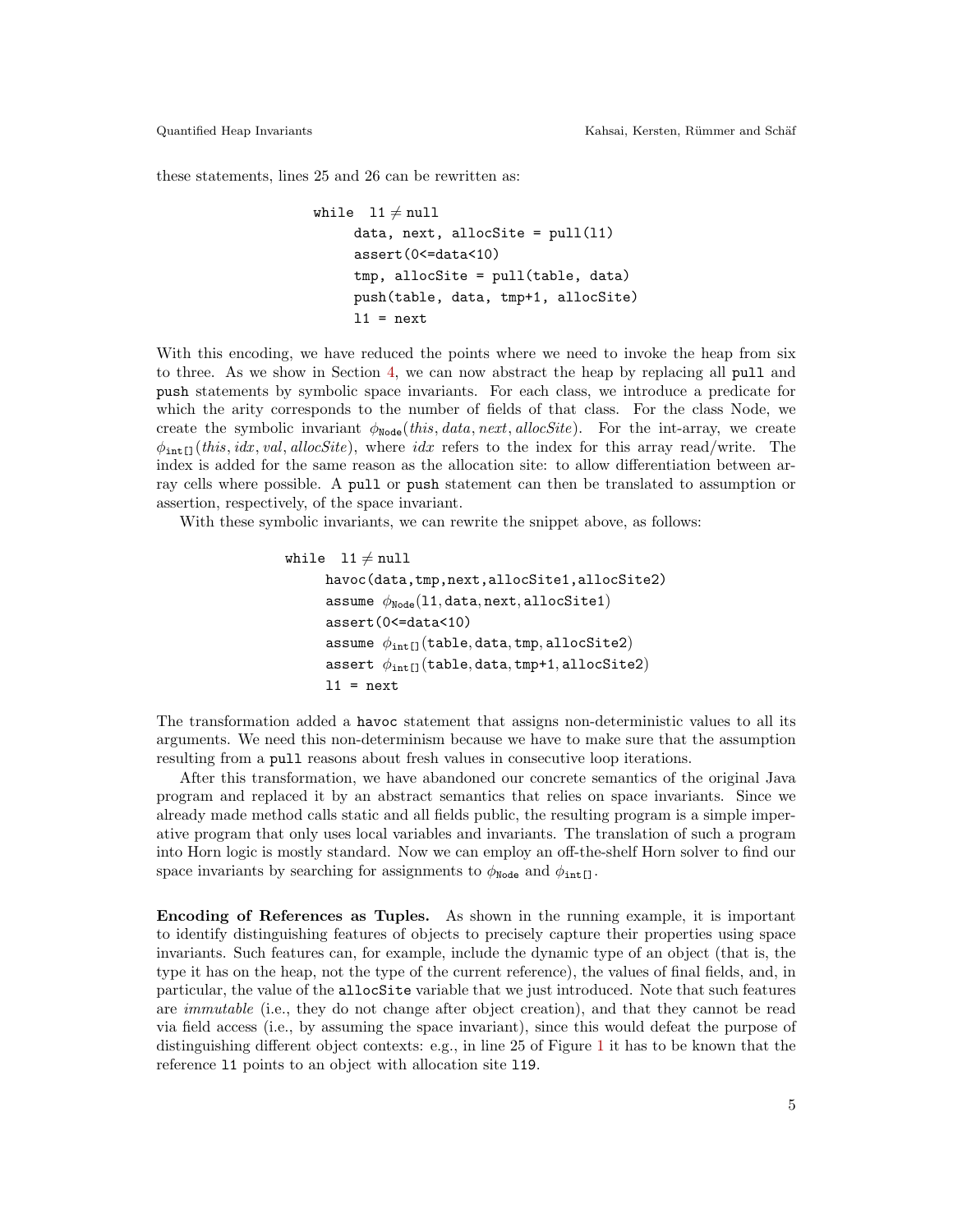these statements, lines 25 and 26 can be rewritten as:

```
while  l1 ≠ null
     data, next, allocSite = pull(l1)
     assert(0<=data<10)
     tmp, allocSite = pull(table, data)
     push(table, data, tmp+1, allocSite)
     l1 = next
```

With this encoding, we have reduced the points where we need to invoke the heap from six to three. As we show in Section 4, we can now abstract the heap by replacing all `pull` and `push` statements by symbolic space invariants. For each class, we introduce a predicate for which the arity corresponds to the number of fields of that class. For the class Node, we create the symbolic invariant $\phi_{\texttt{Node}}(\mathit{this}, \mathit{data}, \mathit{next}, \mathit{allocSite})$. For the int-array, we create $\phi_{\texttt{int[]}}(\mathit{this}, \mathit{idx}, \mathit{val}, \mathit{allocSite})$, where $\mathit{idx}$ refers to the index for this array read/write. The index is added for the same reason as the allocation site: to allow differentiation between array cells where possible. A `pull` or `push` statement can then be translated to assumption or assertion, respectively, of the space invariant.

With these symbolic invariants, we can rewrite the snippet above, as follows:

```
while  l1 ≠ null
     havoc(data,tmp,next,allocSite1,allocSite2)
     assume φ_Node(l1, data, next, allocSite1)
     assert(0<=data<10)
     assume φ_int[](table, data, tmp, allocSite2)
     assert φ_int[](table, data, tmp+1, allocSite2)
     l1 = next
```

The transformation added a `havoc` statement that assigns non-deterministic values to all its arguments. We need this non-determinism because we have to make sure that the assumption resulting from a `pull` reasons about fresh values in consecutive loop iterations.

After this transformation, we have abandoned our concrete semantics of the original Java program and replaced it by an abstract semantics that relies on space invariants. Since we already made method calls static and all fields public, the resulting program is a simple imperative program that only uses local variables and invariants. The translation of such a program into Horn logic is mostly standard. Now we can employ an off-the-shelf Horn solver to find our space invariants by searching for assignments to $\phi_{\texttt{Node}}$ and $\phi_{\texttt{int[]}}$.

**Encoding of References as Tuples.** As shown in the running example, it is important to identify distinguishing features of objects to precisely capture their properties using space invariants. Such features can, for example, include the dynamic type of an object (that is, the type it has on the heap, not the type of the current reference), the values of final fields, and, in particular, the value of the `allocSite` variable that we just introduced. Note that such features are *immutable* (i.e., they do not change after object creation), and that they cannot be read via field access (i.e., by assuming the space invariant), since this would defeat the purpose of distinguishing different object contexts: e.g., in line 25 of Figure 1 it has to be known that the reference `l1` points to an object with allocation site `l19`.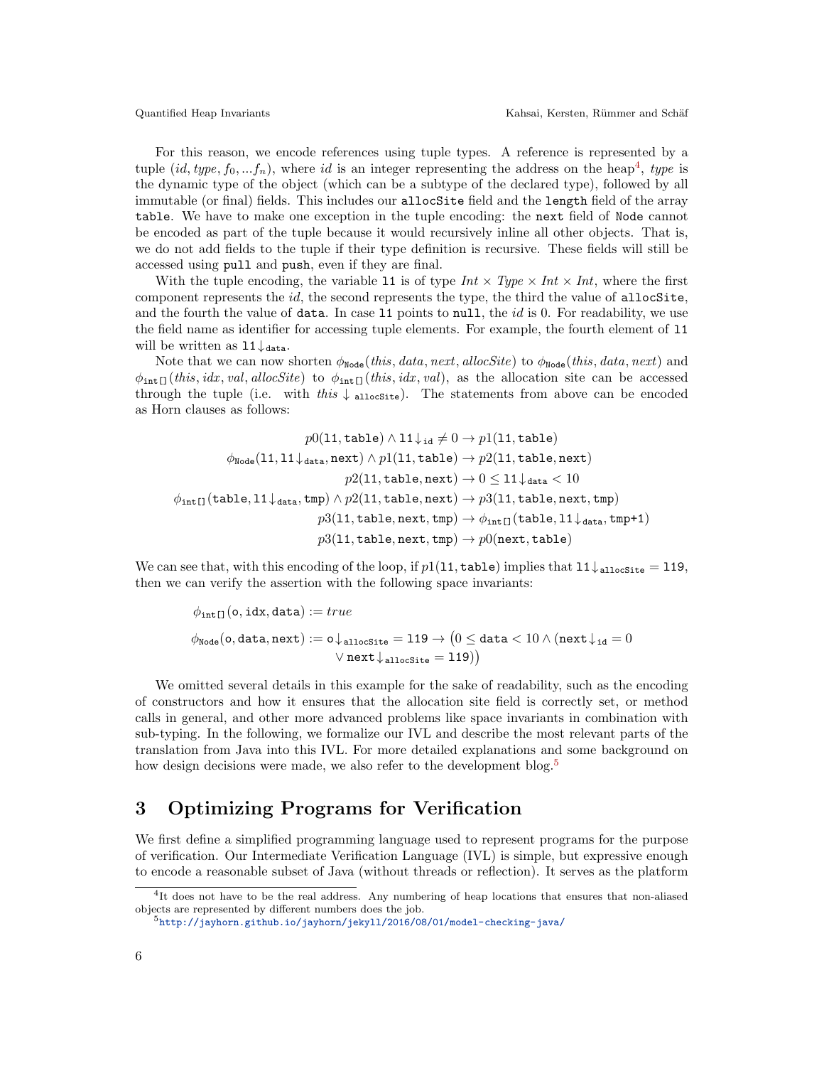For this reason, we encode references using tuple types. A reference is represented by a tuple $(id, type, f_0, ...f_n)$, where $id$ is an integer representing the address on the heap[4], $type$ is the dynamic type of the object (which can be a subtype of the declared type), followed by all immutable (or final) fields. This includes our `allocSite` field and the `length` field of the array `table`. We have to make one exception in the tuple encoding: the `next` field of `Node` cannot be encoded as part of the tuple because it would recursively inline all other objects. That is, we do not add fields to the tuple if their type definition is recursive. These fields will still be accessed using `pull` and `push`, even if they are final.

With the tuple encoding, the variable `l1` is of type $Int \times Type \times Int \times Int$, where the first component represents the $id$, the second represents the type, the third the value of `allocSite`, and the fourth the value of `data`. In case `l1` points to `null`, the $id$ is 0. For readability, we use the field name as identifier for accessing tuple elements. For example, the fourth element of `l1` will be written as $\texttt{l1}{\downarrow_{\texttt{data}}}$.

Note that we can now shorten $\phi_{\texttt{Node}}(this, data, next, allocSite)$ to $\phi_{\texttt{Node}}(this, data, next)$ and $\phi_{\texttt{int[]}}(this, idx, val, allocSite)$ to $\phi_{\texttt{int[]}}(this, idx, val)$, as the allocation site can be accessed through the tuple (i.e. with $this \downarrow_{\texttt{allocSite}}$). The statements from above can be encoded as Horn clauses as follows:

$$
\begin{aligned}
p0(\texttt{l1}, \texttt{table}) \wedge \texttt{l1}{\downarrow_{\texttt{id}}} \neq 0 &\rightarrow p1(\texttt{l1}, \texttt{table}) \\
\phi_{\texttt{Node}}(\texttt{l1}, \texttt{l1}{\downarrow_{\texttt{data}}}, \texttt{next}) \wedge p1(\texttt{l1}, \texttt{table}) &\rightarrow p2(\texttt{l1}, \texttt{table}, \texttt{next}) \\
p2(\texttt{l1}, \texttt{table}, \texttt{next}) &\rightarrow 0 \leq \texttt{l1}{\downarrow_{\texttt{data}}} < 10 \\
\phi_{\texttt{int[]}}(\texttt{table}, \texttt{l1}{\downarrow_{\texttt{data}}}, \texttt{tmp}) \wedge p2(\texttt{l1}, \texttt{table}, \texttt{next}) &\rightarrow p3(\texttt{l1}, \texttt{table}, \texttt{next}, \texttt{tmp}) \\
p3(\texttt{l1}, \texttt{table}, \texttt{next}, \texttt{tmp}) &\rightarrow \phi_{\texttt{int[]}}(\texttt{table}, \texttt{l1}{\downarrow_{\texttt{data}}}, \texttt{tmp+1}) \\
p3(\texttt{l1}, \texttt{table}, \texttt{next}, \texttt{tmp}) &\rightarrow p0(\texttt{next}, \texttt{table})
\end{aligned}
$$

We can see that, with this encoding of the loop, if $p1(\texttt{l1}, \texttt{table})$ implies that $\texttt{l1}{\downarrow_{\texttt{allocSite}}} = \texttt{l19}$, then we can verify the assertion with the following space invariants:

$$
\begin{aligned}
&\phi_{\texttt{int[]}}(\texttt{o}, \texttt{idx}, \texttt{data}) := true \\
&\phi_{\texttt{Node}}(\texttt{o}, \texttt{data}, \texttt{next}) := \texttt{o}{\downarrow_{\texttt{allocSite}}} = \texttt{l19} \rightarrow \big(0 \leq \texttt{data} < 10 \wedge (\texttt{next}{\downarrow_{\texttt{id}}} = 0 \\
&\qquad\qquad\qquad\qquad\qquad \vee\, \texttt{next}{\downarrow_{\texttt{allocSite}}} = \texttt{l19})\big)
\end{aligned}
$$

We omitted several details in this example for the sake of readability, such as the encoding of constructors and how it ensures that the allocation site field is correctly set, or method calls in general, and other more advanced problems like space invariants in combination with sub-typing. In the following, we formalize our IVL and describe the most relevant parts of the translation from Java into this IVL. For more detailed explanations and some background on how design decisions were made, we also refer to the development blog.[5]

# 3 Optimizing Programs for Verification

We first define a simplified programming language used to represent programs for the purpose of verification. Our Intermediate Verification Language (IVL) is simple, but expressive enough to encode a reasonable subset of Java (without threads or reflection). It serves as the platform

[4] It does not have to be the real address. Any numbering of heap locations that ensures that non-aliased objects are represented by different numbers does the job.

[5] http://jayhorn.github.io/jayhorn/jekyll/2016/08/01/model-checking-java/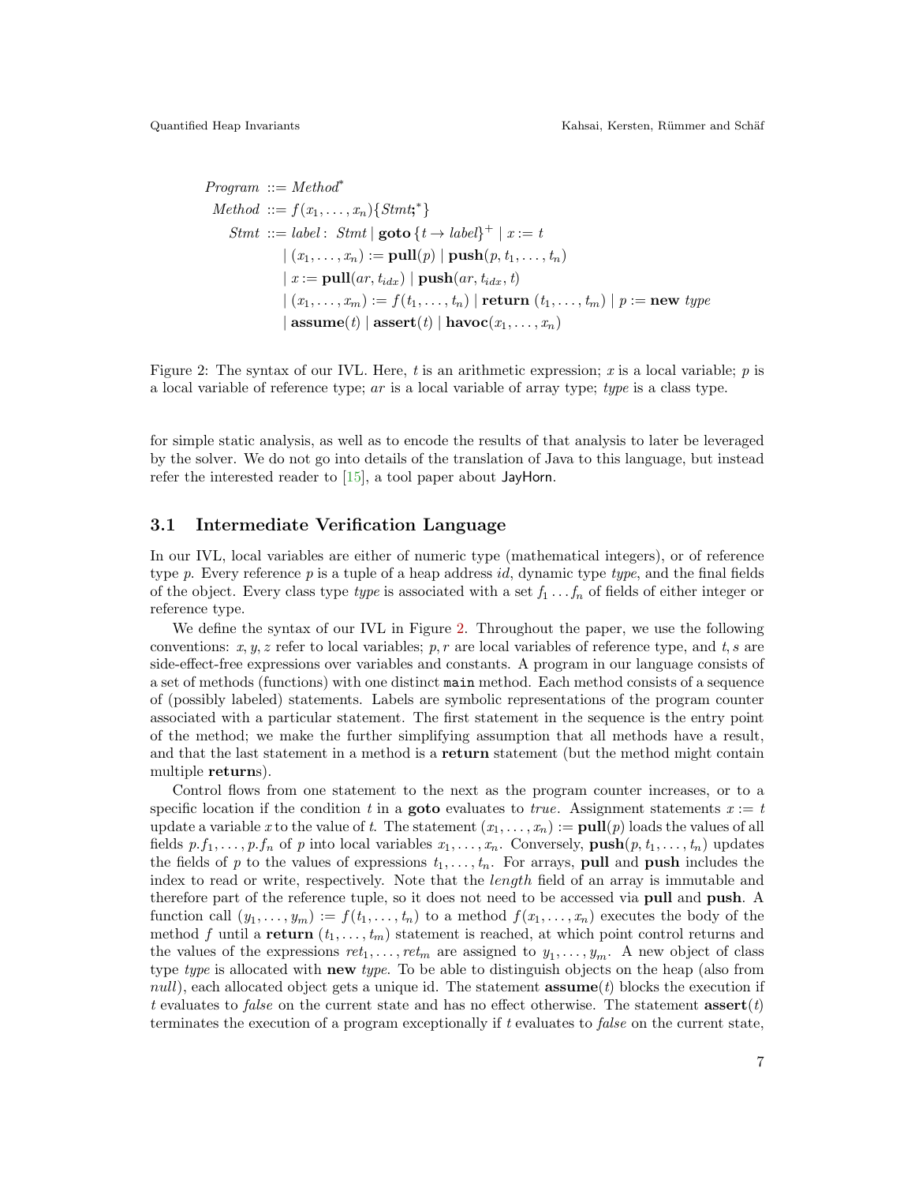$$
\begin{aligned}
\textit{Program} &::= \textit{Method}^{*} \\
\textit{Method} &::= f(x_1, \ldots, x_n)\{\textit{Stmt}\textbf{;}^{*}\} \\
\textit{Stmt} &::= \textit{label}:\ \textit{Stmt} \mid \textbf{goto}\,\{t \to \textit{label}\}^{+} \mid x := t \\
&\mid (x_1, \ldots, x_n) := \textbf{pull}(p) \mid \textbf{push}(p, t_1, \ldots, t_n) \\
&\mid x := \textbf{pull}(ar, t_{idx}) \mid \textbf{push}(ar, t_{idx}, t) \\
&\mid (x_1, \ldots, x_m) := f(t_1, \ldots, t_n) \mid \textbf{return}\ (t_1, \ldots, t_m) \mid p := \textbf{new}\ \textit{type} \\
&\mid \textbf{assume}(t) \mid \textbf{assert}(t) \mid \textbf{havoc}(x_1, \ldots, x_n)
\end{aligned}
$$

Figure 2: The syntax of our IVL. Here, $t$ is an arithmetic expression; $x$ is a local variable; $p$ is a local variable of reference type; $ar$ is a local variable of array type; *type* is a class type.

for simple static analysis, as well as to encode the results of that analysis to later be leveraged by the solver. We do not go into details of the translation of Java to this language, but instead refer the interested reader to [15], a tool paper about JayHorn.

### 3.1 Intermediate Verification Language

In our IVL, local variables are either of numeric type (mathematical integers), or of reference type $p$. Every reference $p$ is a tuple of a heap address $id$, dynamic type *type*, and the final fields of the object. Every class type *type* is associated with a set $f_1 \ldots f_n$ of fields of either integer or reference type.

We define the syntax of our IVL in Figure 2. Throughout the paper, we use the following conventions: $x, y, z$ refer to local variables; $p, r$ are local variables of reference type, and $t, s$ are side-effect-free expressions over variables and constants. A program in our language consists of a set of methods (functions) with one distinct `main` method. Each method consists of a sequence of (possibly labeled) statements. Labels are symbolic representations of the program counter associated with a particular statement. The first statement in the sequence is the entry point of the method; we make the further simplifying assumption that all methods have a result, and that the last statement in a method is a **return** statement (but the method might contain multiple **return**s).

Control flows from one statement to the next as the program counter increases, or to a specific location if the condition $t$ in a **goto** evaluates to *true*. Assignment statements $x := t$ update a variable $x$ to the value of $t$. The statement $(x_1, \ldots, x_n) := \textbf{pull}(p)$ loads the values of all fields $p.f_1, \ldots, p.f_n$ of $p$ into local variables $x_1, \ldots, x_n$. Conversely, $\textbf{push}(p, t_1, \ldots, t_n)$ updates the fields of $p$ to the values of expressions $t_1, \ldots, t_n$. For arrays, **pull** and **push** includes the index to read or write, respectively. Note that the *length* field of an array is immutable and therefore part of the reference tuple, so it does not need to be accessed via **pull** and **push**. A function call $(y_1, \ldots, y_m) := f(t_1, \ldots, t_n)$ to a method $f(x_1, \ldots, x_n)$ executes the body of the method $f$ until a $\textbf{return}\ (t_1, \ldots, t_m)$ statement is reached, at which point control returns and the values of the expressions $ret_1, \ldots, ret_m$ are assigned to $y_1, \ldots, y_m$. A new object of class type *type* is allocated with **new** *type*. To be able to distinguish objects on the heap (also from *null*), each allocated object gets a unique id. The statement $\textbf{assume}(t)$ blocks the execution if $t$ evaluates to *false* on the current state and has no effect otherwise. The statement $\textbf{assert}(t)$ terminates the execution of a program exceptionally if $t$ evaluates to *false* on the current state,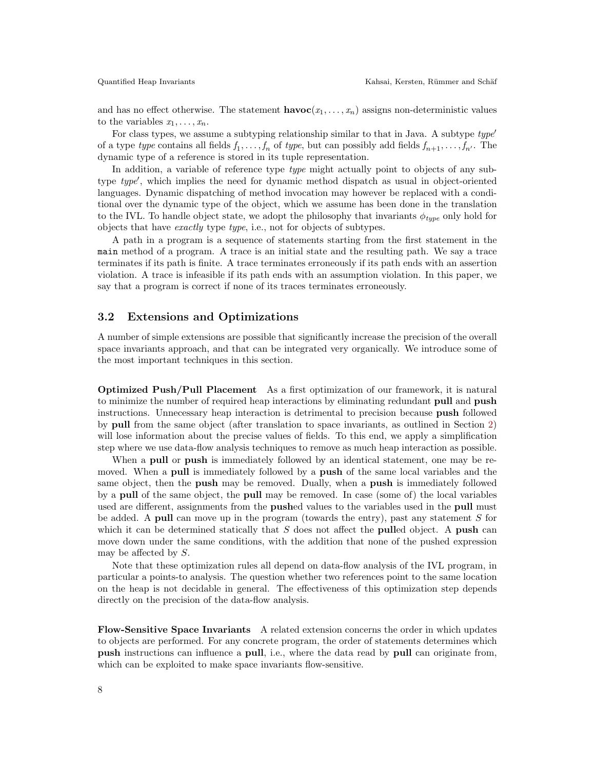and has no effect otherwise. The statement **havoc**$(x_1, \ldots, x_n)$ assigns non-deterministic values to the variables $x_1, \ldots, x_n$.

For class types, we assume a subtyping relationship similar to that in Java. A subtype $type'$ of a type $type$ contains all fields $f_1, \ldots, f_n$ of $type$, but can possibly add fields $f_{n+1}, \ldots, f_{n'}$. The dynamic type of a reference is stored in its tuple representation.

In addition, a variable of reference type $type$ might actually point to objects of any subtype $type'$, which implies the need for dynamic method dispatch as usual in object-oriented languages. Dynamic dispatching of method invocation may however be replaced with a conditional over the dynamic type of the object, which we assume has been done in the translation to the IVL. To handle object state, we adopt the philosophy that invariants $\phi_{type}$ only hold for objects that have *exactly* type $type$, i.e., not for objects of subtypes.

A path in a program is a sequence of statements starting from the first statement in the `main` method of a program. A trace is an initial state and the resulting path. We say a trace terminates if its path is finite. A trace terminates erroneously if its path ends with an assertion violation. A trace is infeasible if its path ends with an assumption violation. In this paper, we say that a program is correct if none of its traces terminates erroneously.

## 3.2 Extensions and Optimizations

A number of simple extensions are possible that significantly increase the precision of the overall space invariants approach, and that can be integrated very organically. We introduce some of the most important techniques in this section.

**Optimized Push/Pull Placement** As a first optimization of our framework, it is natural to minimize the number of required heap interactions by eliminating redundant **pull** and **push** instructions. Unnecessary heap interaction is detrimental to precision because **push** followed by **pull** from the same object (after translation to space invariants, as outlined in Section 2) will lose information about the precise values of fields. To this end, we apply a simplification step where we use data-flow analysis techniques to remove as much heap interaction as possible.

When a **pull** or **push** is immediately followed by an identical statement, one may be removed. When a **pull** is immediately followed by a **push** of the same local variables and the same object, then the **push** may be removed. Dually, when a **push** is immediately followed by a **pull** of the same object, the **pull** may be removed. In case (some of) the local variables used are different, assignments from the **push**ed values to the variables used in the **pull** must be added. A **pull** can move up in the program (towards the entry), past any statement $S$ for which it can be determined statically that $S$ does not affect the **pull**ed object. A **push** can move down under the same conditions, with the addition that none of the pushed expression may be affected by $S$.

Note that these optimization rules all depend on data-flow analysis of the IVL program, in particular a points-to analysis. The question whether two references point to the same location on the heap is not decidable in general. The effectiveness of this optimization step depends directly on the precision of the data-flow analysis.

**Flow-Sensitive Space Invariants** A related extension concerns the order in which updates to objects are performed. For any concrete program, the order of statements determines which **push** instructions can influence a **pull**, i.e., where the data read by **pull** can originate from, which can be exploited to make space invariants flow-sensitive.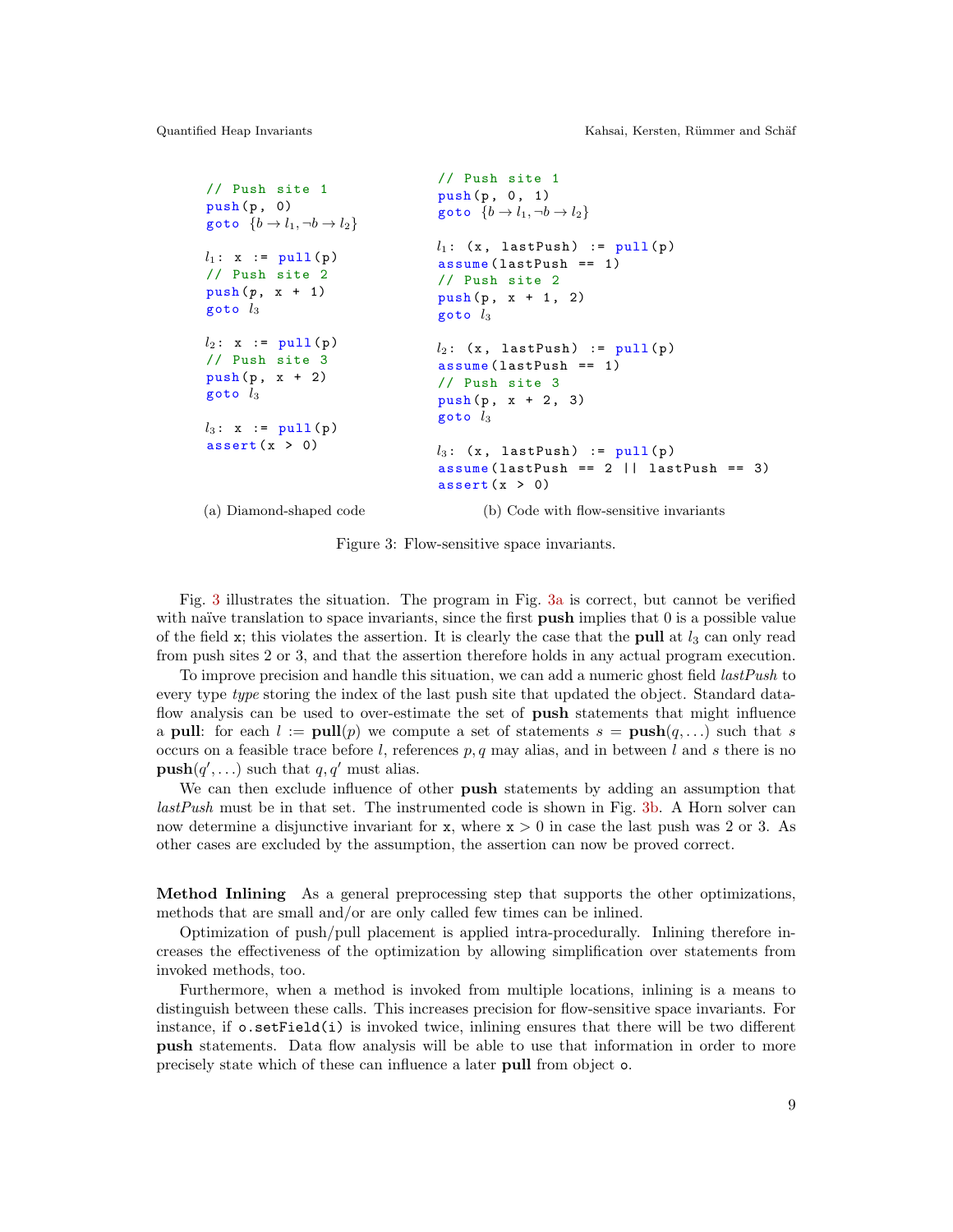```
// Push site 1
push(p, 0)
goto {b → l₁, ¬b → l₂}

l₁: x := pull(p)
// Push site 2
push(p, x + 1)
goto l₃

l₂: x := pull(p)
// Push site 3
push(p, x + 2)
goto l₃

l₃: x := pull(p)
assert(x > 0)
```

(a) Diamond-shaped code

```
// Push site 1
push(p, 0, 1)
goto {b → l₁, ¬b → l₂}

l₁: (x, lastPush) := pull(p)
assume(lastPush == 1)
// Push site 2
push(p, x + 1, 2)
goto l₃

l₂: (x, lastPush) := pull(p)
assume(lastPush == 1)
// Push site 3
push(p, x + 2, 3)
goto l₃

l₃: (x, lastPush) := pull(p)
assume(lastPush == 2 || lastPush == 3)
assert(x > 0)
```

(b) Code with flow-sensitive invariants

Figure 3: Flow-sensitive space invariants.

Fig. 3 illustrates the situation. The program in Fig. 3a is correct, but cannot be verified with naïve translation to space invariants, since the first **push** implies that 0 is a possible value of the field x; this violates the assertion. It is clearly the case that the **pull** at $l_3$ can only read from push sites 2 or 3, and that the assertion therefore holds in any actual program execution.

To improve precision and handle this situation, we can add a numeric ghost field *lastPush* to every type *type* storing the index of the last push site that updated the object. Standard dataflow analysis can be used to over-estimate the set of **push** statements that might influence a **pull**: for each $l := \textbf{pull}(p)$ we compute a set of statements $s = \textbf{push}(q, \ldots)$ such that $s$ occurs on a feasible trace before $l$, references $p, q$ may alias, and in between $l$ and $s$ there is no $\textbf{push}(q', \ldots)$ such that $q, q'$ must alias.

We can then exclude influence of other **push** statements by adding an assumption that *lastPush* must be in that set. The instrumented code is shown in Fig. 3b. A Horn solver can now determine a disjunctive invariant for x, where $x > 0$ in case the last push was 2 or 3. As other cases are excluded by the assumption, the assertion can now be proved correct.

**Method Inlining** As a general preprocessing step that supports the other optimizations, methods that are small and/or are only called few times can be inlined.

Optimization of push/pull placement is applied intra-procedurally. Inlining therefore increases the effectiveness of the optimization by allowing simplification over statements from invoked methods, too.

Furthermore, when a method is invoked from multiple locations, inlining is a means to distinguish between these calls. This increases precision for flow-sensitive space invariants. For instance, if o.setField(i) is invoked twice, inlining ensures that there will be two different **push** statements. Data flow analysis will be able to use that information in order to more precisely state which of these can influence a later **pull** from object o.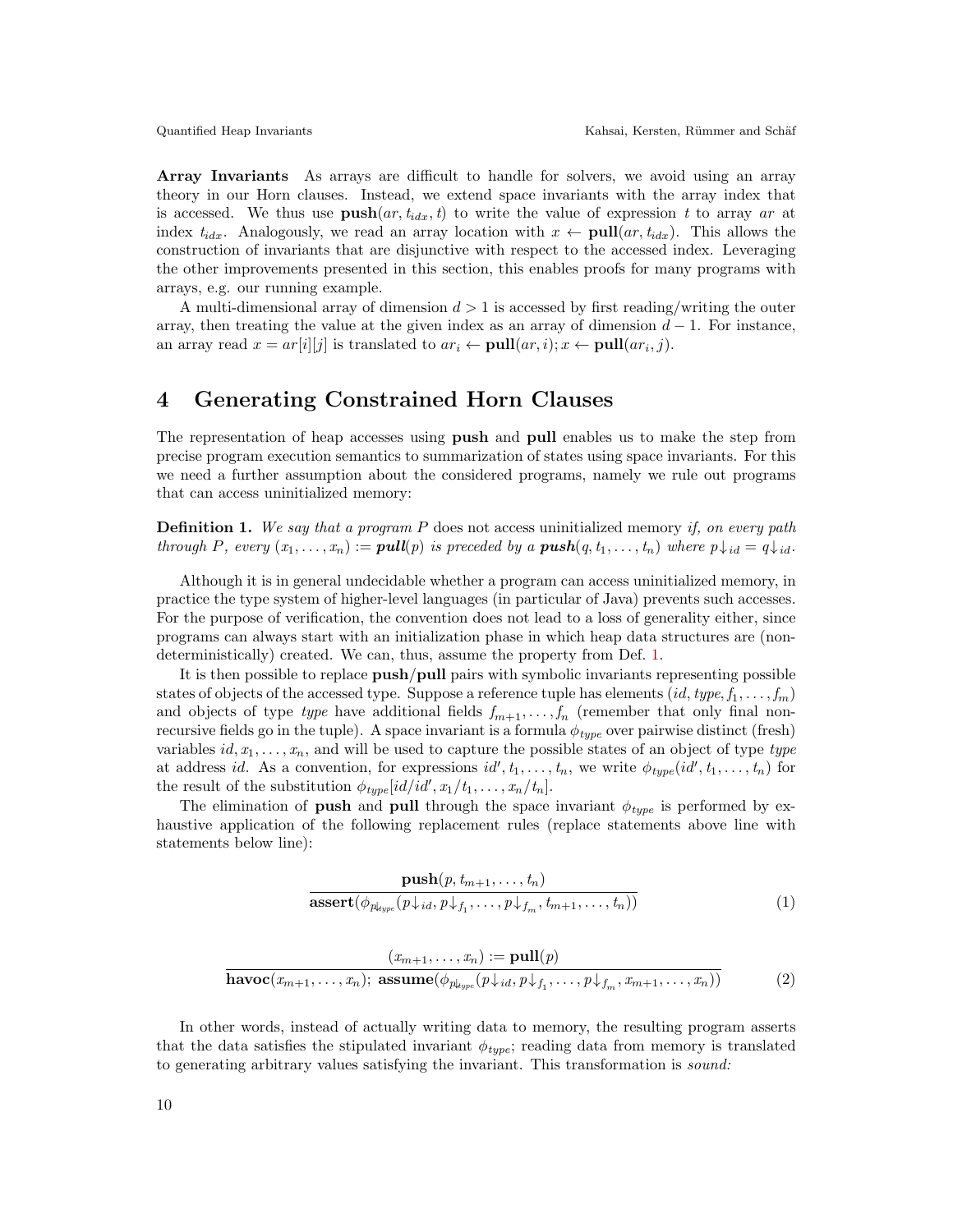**Array Invariants** As arrays are difficult to handle for solvers, we avoid using an array theory in our Horn clauses. Instead, we extend space invariants with the array index that is accessed. We thus use $\mathbf{push}(ar, t_{idx}, t)$ to write the value of expression $t$ to array $ar$ at index $t_{idx}$. Analogously, we read an array location with $x \leftarrow \mathbf{pull}(ar, t_{idx})$. This allows the construction of invariants that are disjunctive with respect to the accessed index. Leveraging the other improvements presented in this section, this enables proofs for many programs with arrays, e.g. our running example.

A multi-dimensional array of dimension $d > 1$ is accessed by first reading/writing the outer array, then treating the value at the given index as an array of dimension $d - 1$. For instance, an array read $x = ar[i][j]$ is translated to $ar_i \leftarrow \mathbf{pull}(ar, i); x \leftarrow \mathbf{pull}(ar_i, j)$.

# 4 Generating Constrained Horn Clauses

The representation of heap accesses using **push** and **pull** enables us to make the step from precise program execution semantics to summarization of states using space invariants. For this we need a further assumption about the considered programs, namely we rule out programs that can access uninitialized memory:

**Definition 1.** *We say that a program $P$* does not access uninitialized memory *if, on every path through $P$, every $(x_1, \ldots, x_n) := \mathbf{pull}(p)$ is preceded by a $\mathbf{push}(q, t_1, \ldots, t_n)$ where $p{\downarrow}_{id} = q{\downarrow}_{id}$.*

Although it is in general undecidable whether a program can access uninitialized memory, in practice the type system of higher-level languages (in particular of Java) prevents such accesses. For the purpose of verification, the convention does not lead to a loss of generality either, since programs can always start with an initialization phase in which heap data structures are (non-deterministically) created. We can, thus, assume the property from Def. 1.

It is then possible to replace **push**/**pull** pairs with symbolic invariants representing possible states of objects of the accessed type. Suppose a reference tuple has elements $(id, type, f_1, \ldots, f_m)$ and objects of type *type* have additional fields $f_{m+1}, \ldots, f_n$ (remember that only final non-recursive fields go in the tuple). A space invariant is a formula $\phi_{type}$ over pairwise distinct (fresh) variables $id, x_1, \ldots, x_n$, and will be used to capture the possible states of an object of type *type* at address $id$. As a convention, for expressions $id', t_1, \ldots, t_n$, we write $\phi_{type}(id', t_1, \ldots, t_n)$ for the result of the substitution $\phi_{type}[id/id', x_1/t_1, \ldots, x_n/t_n]$.

The elimination of **push** and **pull** through the space invariant $\phi_{type}$ is performed by exhaustive application of the following replacement rules (replace statements above line with statements below line):

$$\frac{\mathbf{push}(p, t_{m+1}, \ldots, t_n)}{\mathbf{assert}(\phi_{p{\downarrow}_{type}}(p{\downarrow}_{id}, p{\downarrow}_{f_1}, \ldots, p{\downarrow}_{f_m}, t_{m+1}, \ldots, t_n))} \tag{1}$$

$$\frac{(x_{m+1}, \ldots, x_n) := \mathbf{pull}(p)}{\mathbf{havoc}(x_{m+1}, \ldots, x_n);\ \mathbf{assume}(\phi_{p{\downarrow}_{type}}(p{\downarrow}_{id}, p{\downarrow}_{f_1}, \ldots, p{\downarrow}_{f_m}, x_{m+1}, \ldots, x_n))} \tag{2}$$

In other words, instead of actually writing data to memory, the resulting program asserts that the data satisfies the stipulated invariant $\phi_{type}$; reading data from memory is translated to generating arbitrary values satisfying the invariant. This transformation is *sound:*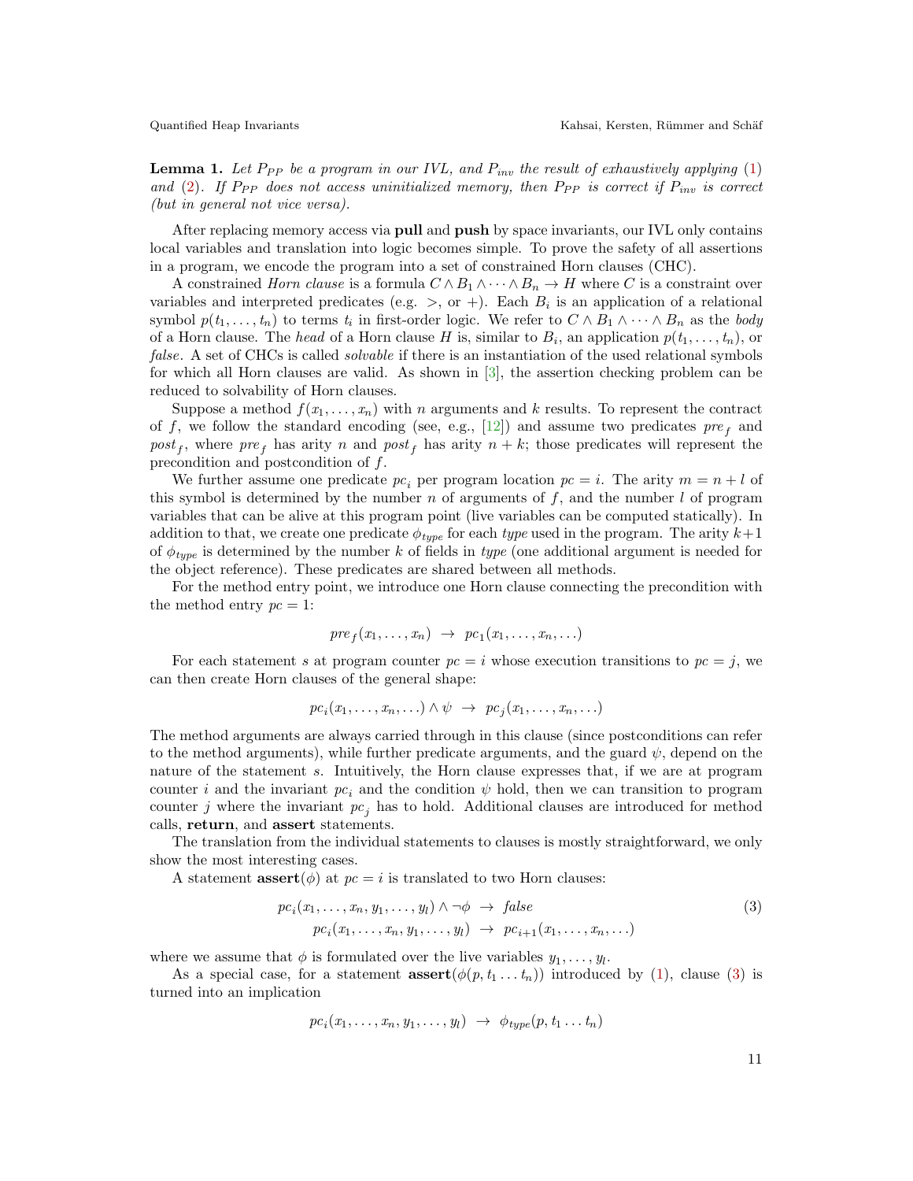**Lemma 1.** *Let $P_{PP}$ be a program in our IVL, and $P_{inv}$ the result of exhaustively applying (1) and (2). If $P_{PP}$ does not access uninitialized memory, then $P_{PP}$ is correct if $P_{inv}$ is correct (but in general not vice versa).*

After replacing memory access via **pull** and **push** by space invariants, our IVL only contains local variables and translation into logic becomes simple. To prove the safety of all assertions in a program, we encode the program into a set of constrained Horn clauses (CHC).

A constrained *Horn clause* is a formula $C \wedge B_1 \wedge \cdots \wedge B_n \rightarrow H$ where $C$ is a constraint over variables and interpreted predicates (e.g. $>$, or $+$). Each $B_i$ is an application of a relational symbol $p(t_1, \ldots, t_n)$ to terms $t_i$ in first-order logic. We refer to $C \wedge B_1 \wedge \cdots \wedge B_n$ as the *body* of a Horn clause. The *head* of a Horn clause $H$ is, similar to $B_i$, an application $p(t_1, \ldots, t_n)$, or *false*. A set of CHCs is called *solvable* if there is an instantiation of the used relational symbols for which all Horn clauses are valid. As shown in [3], the assertion checking problem can be reduced to solvability of Horn clauses.

Suppose a method $f(x_1, \ldots, x_n)$ with $n$ arguments and $k$ results. To represent the contract of $f$, we follow the standard encoding (see, e.g., [12]) and assume two predicates $pre_f$ and $post_f$, where $pre_f$ has arity $n$ and $post_f$ has arity $n + k$; those predicates will represent the precondition and postcondition of $f$.

We further assume one predicate $pc_i$ per program location $pc = i$. The arity $m = n + l$ of this symbol is determined by the number $n$ of arguments of $f$, and the number $l$ of program variables that can be alive at this program point (live variables can be computed statically). In addition to that, we create one predicate $\phi_{type}$ for each *type* used in the program. The arity $k+1$ of $\phi_{type}$ is determined by the number $k$ of fields in *type* (one additional argument is needed for the object reference). These predicates are shared between all methods.

For the method entry point, we introduce one Horn clause connecting the precondition with the method entry $pc = 1$:

$$pre_f(x_1, \ldots, x_n) \;\rightarrow\; pc_1(x_1, \ldots, x_n, \ldots)$$

For each statement $s$ at program counter $pc = i$ whose execution transitions to $pc = j$, we can then create Horn clauses of the general shape:

$$pc_i(x_1, \ldots, x_n, \ldots) \wedge \psi \;\rightarrow\; pc_j(x_1, \ldots, x_n, \ldots)$$

The method arguments are always carried through in this clause (since postconditions can refer to the method arguments), while further predicate arguments, and the guard $\psi$, depend on the nature of the statement $s$. Intuitively, the Horn clause expresses that, if we are at program counter $i$ and the invariant $pc_i$ and the condition $\psi$ hold, then we can transition to program counter $j$ where the invariant $pc_j$ has to hold. Additional clauses are introduced for method calls, **return**, and **assert** statements.

The translation from the individual statements to clauses is mostly straightforward, we only show the most interesting cases.

A statement **assert**($\phi$) at $pc = i$ is translated to two Horn clauses:

$$\begin{aligned} pc_i(x_1, \ldots, x_n, y_1, \ldots, y_l) \wedge \neg\phi \;&\rightarrow\; \mathit{false} \\ pc_i(x_1, \ldots, x_n, y_1, \ldots, y_l) \;&\rightarrow\; pc_{i+1}(x_1, \ldots, x_n, \ldots) \end{aligned} \tag{3}$$

where we assume that $\phi$ is formulated over the live variables $y_1, \ldots, y_l$.

As a special case, for a statement **assert**($\phi(p, t_1 \ldots t_n)$) introduced by (1), clause (3) is turned into an implication

$$pc_i(x_1, \ldots, x_n, y_1, \ldots, y_l) \;\rightarrow\; \phi_{type}(p, t_1 \ldots t_n)$$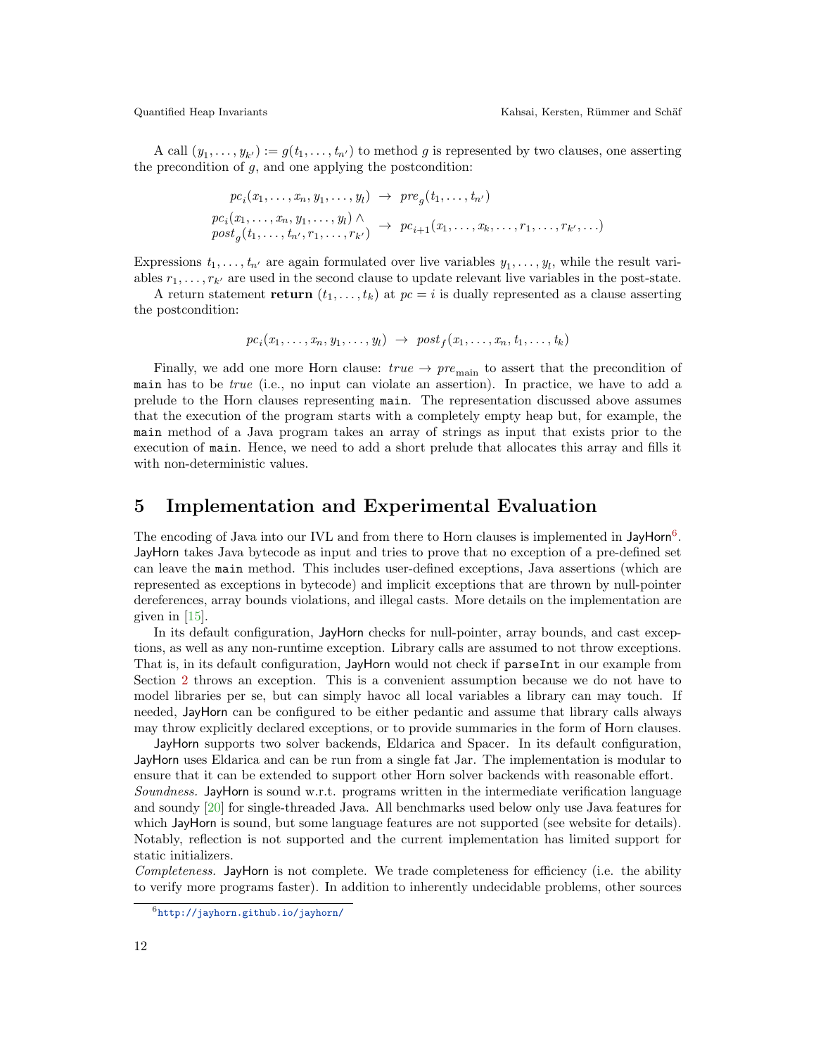A call $(y_1, \ldots, y_{k'}) := g(t_1, \ldots, t_{n'})$ to method $g$ is represented by two clauses, one asserting the precondition of $g$, and one applying the postcondition:

$$
\begin{aligned}
pc_i(x_1, \ldots, x_n, y_1, \ldots, y_l) \;&\rightarrow\; pre_g(t_1, \ldots, t_{n'}) \\
\begin{array}{l} pc_i(x_1, \ldots, x_n, y_1, \ldots, y_l) \wedge \\ post_g(t_1, \ldots, t_{n'}, r_1, \ldots, r_{k'}) \end{array} \;&\rightarrow\; pc_{i+1}(x_1, \ldots, x_k, \ldots, r_1, \ldots, r_{k'}, \ldots)
\end{aligned}
$$

Expressions $t_1, \ldots, t_{n'}$ are again formulated over live variables $y_1, \ldots, y_l$, while the result variables $r_1, \ldots, r_{k'}$ are used in the second clause to update relevant live variables in the post-state.

A return statement **return** $(t_1, \ldots, t_k)$ at $pc = i$ is dually represented as a clause asserting the postcondition:

$$
pc_i(x_1, \ldots, x_n, y_1, \ldots, y_l) \;\rightarrow\; post_f(x_1, \ldots, x_n, t_1, \ldots, t_k)
$$

Finally, we add one more Horn clause: $true \rightarrow pre_{\text{main}}$ to assert that the precondition of `main` has to be *true* (i.e., no input can violate an assertion). In practice, we have to add a prelude to the Horn clauses representing `main`. The representation discussed above assumes that the execution of the program starts with a completely empty heap but, for example, the `main` method of a Java program takes an array of strings as input that exists prior to the execution of `main`. Hence, we need to add a short prelude that allocates this array and fills it with non-deterministic values.

## 5 Implementation and Experimental Evaluation

The encoding of Java into our IVL and from there to Horn clauses is implemented in JayHorn[6]. JayHorn takes Java bytecode as input and tries to prove that no exception of a pre-defined set can leave the `main` method. This includes user-defined exceptions, Java assertions (which are represented as exceptions in bytecode) and implicit exceptions that are thrown by null-pointer dereferences, array bounds violations, and illegal casts. More details on the implementation are given in [15].

In its default configuration, JayHorn checks for null-pointer, array bounds, and cast exceptions, as well as any non-runtime exception. Library calls are assumed to not throw exceptions. That is, in its default configuration, JayHorn would not check if `parseInt` in our example from Section 2 throws an exception. This is a convenient assumption because we do not have to model libraries per se, but can simply havoc all local variables a library can may touch. If needed, JayHorn can be configured to be either pedantic and assume that library calls always may throw explicitly declared exceptions, or to provide summaries in the form of Horn clauses.

JayHorn supports two solver backends, Eldarica and Spacer. In its default configuration, JayHorn uses Eldarica and can be run from a single fat Jar. The implementation is modular to ensure that it can be extended to support other Horn solver backends with reasonable effort.

*Soundness.* JayHorn is sound w.r.t. programs written in the intermediate verification language and soundy [20] for single-threaded Java. All benchmarks used below only use Java features for which JayHorn is sound, but some language features are not supported (see website for details). Notably, reflection is not supported and the current implementation has limited support for static initializers.

*Completeness.* JayHorn is not complete. We trade completeness for efficiency (i.e. the ability to verify more programs faster). In addition to inherently undecidable problems, other sources

[6] http://jayhorn.github.io/jayhorn/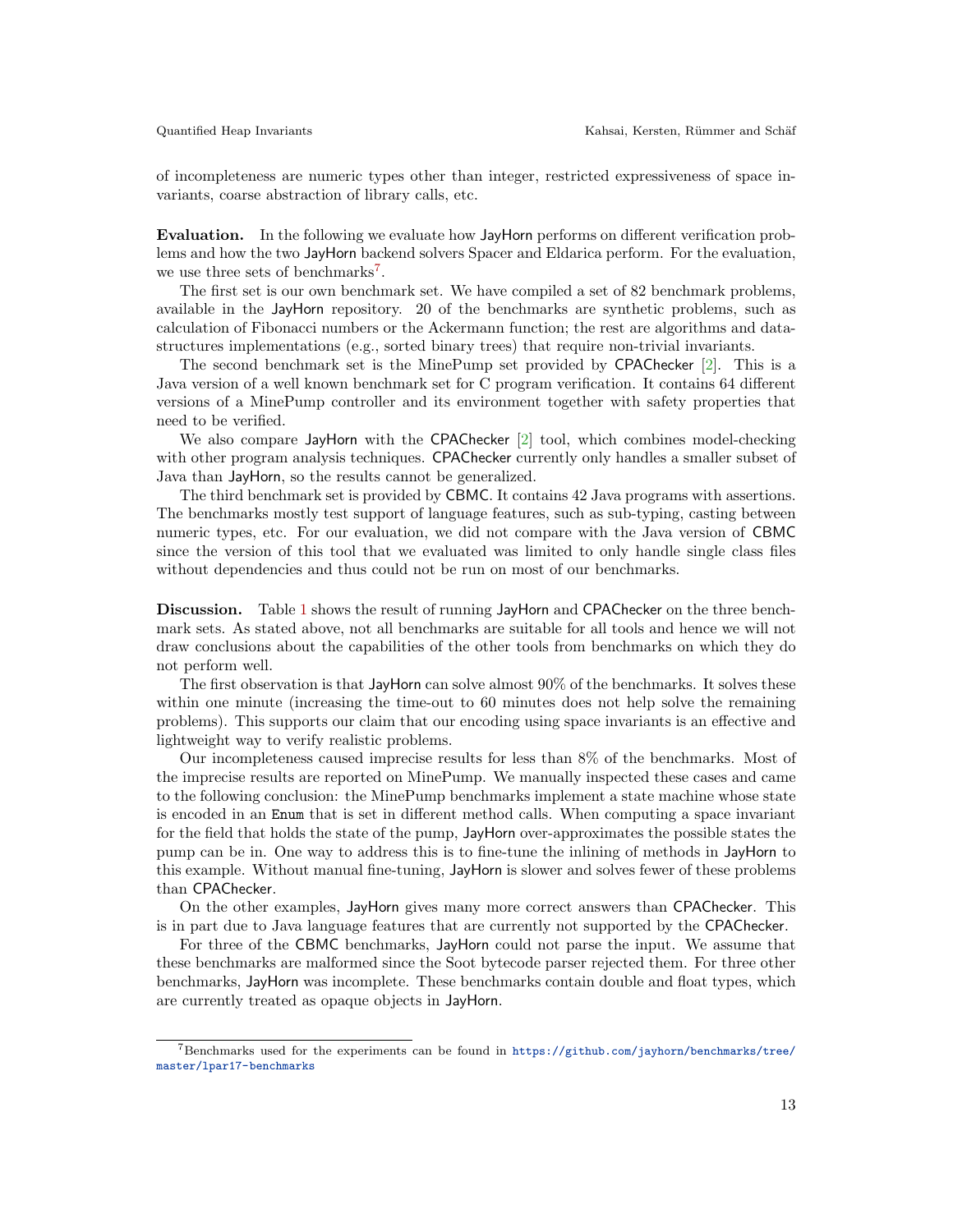of incompleteness are numeric types other than integer, restricted expressiveness of space invariants, coarse abstraction of library calls, etc.

**Evaluation.** In the following we evaluate how JayHorn performs on different verification problems and how the two JayHorn backend solvers Spacer and Eldarica perform. For the evaluation, we use three sets of benchmarks[7].

The first set is our own benchmark set. We have compiled a set of 82 benchmark problems, available in the JayHorn repository. 20 of the benchmarks are synthetic problems, such as calculation of Fibonacci numbers or the Ackermann function; the rest are algorithms and data-structures implementations (e.g., sorted binary trees) that require non-trivial invariants.

The second benchmark set is the MinePump set provided by CPAChecker [2]. This is a Java version of a well known benchmark set for C program verification. It contains 64 different versions of a MinePump controller and its environment together with safety properties that need to be verified.

We also compare JayHorn with the CPAChecker [2] tool, which combines model-checking with other program analysis techniques. CPAChecker currently only handles a smaller subset of Java than JayHorn, so the results cannot be generalized.

The third benchmark set is provided by CBMC. It contains 42 Java programs with assertions. The benchmarks mostly test support of language features, such as sub-typing, casting between numeric types, etc. For our evaluation, we did not compare with the Java version of CBMC since the version of this tool that we evaluated was limited to only handle single class files without dependencies and thus could not be run on most of our benchmarks.

**Discussion.** Table 1 shows the result of running JayHorn and CPAChecker on the three benchmark sets. As stated above, not all benchmarks are suitable for all tools and hence we will not draw conclusions about the capabilities of the other tools from benchmarks on which they do not perform well.

The first observation is that JayHorn can solve almost 90% of the benchmarks. It solves these within one minute (increasing the time-out to 60 minutes does not help solve the remaining problems). This supports our claim that our encoding using space invariants is an effective and lightweight way to verify realistic problems.

Our incompleteness caused imprecise results for less than 8% of the benchmarks. Most of the imprecise results are reported on MinePump. We manually inspected these cases and came to the following conclusion: the MinePump benchmarks implement a state machine whose state is encoded in an `Enum` that is set in different method calls. When computing a space invariant for the field that holds the state of the pump, JayHorn over-approximates the possible states the pump can be in. One way to address this is to fine-tune the inlining of methods in JayHorn to this example. Without manual fine-tuning, JayHorn is slower and solves fewer of these problems than CPAChecker.

On the other examples, JayHorn gives many more correct answers than CPAChecker. This is in part due to Java language features that are currently not supported by the CPAChecker.

For three of the CBMC benchmarks, JayHorn could not parse the input. We assume that these benchmarks are malformed since the Soot bytecode parser rejected them. For three other benchmarks, JayHorn was incomplete. These benchmarks contain double and float types, which are currently treated as opaque objects in JayHorn.

[7] Benchmarks used for the experiments can be found in https://github.com/jayhorn/benchmarks/tree/master/lpar17-benchmarks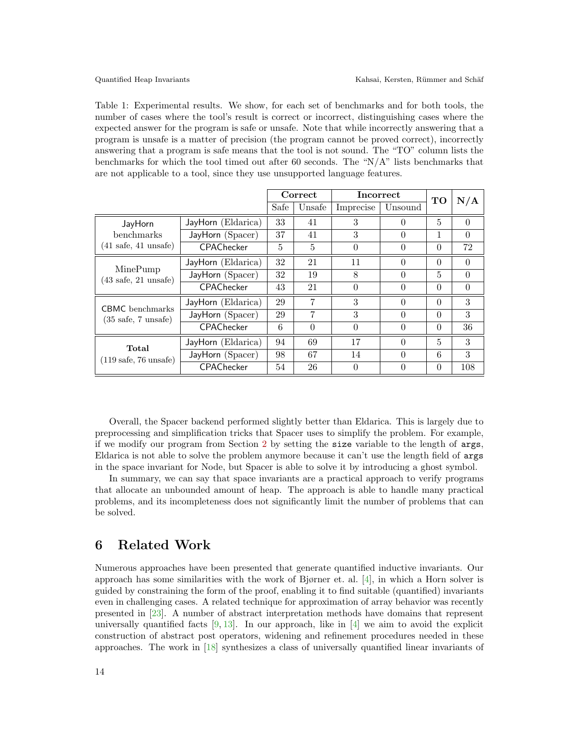Table 1: Experimental results. We show, for each set of benchmarks and for both tools, the number of cases where the tool's result is correct or incorrect, distinguishing cases where the expected answer for the program is safe or unsafe. Note that while incorrectly answering that a program is unsafe is a matter of precision (the program cannot be proved correct), incorrectly answering that a program is safe means that the tool is not sound. The "TO" column lists the benchmarks for which the tool timed out after 60 seconds. The "N/A" lists benchmarks that are not applicable to a tool, since they use unsupported language features.

| | | **Correct** | | **Incorrect** | | **TO** | **N/A** |
|---|---|---|---|---|---|---|---|
| | | Safe | Unsafe | Imprecise | Unsound | | |
| JayHorn benchmarks (41 safe, 41 unsafe) | JayHorn (Eldarica) | 33 | 41 | 3 | 0 | 5 | 0 |
| | JayHorn (Spacer) | 37 | 41 | 3 | 0 | 1 | 0 |
| | CPAChecker | 5 | 5 | 0 | 0 | 0 | 72 |
| MinePump (43 safe, 21 unsafe) | JayHorn (Eldarica) | 32 | 21 | 11 | 0 | 0 | 0 |
| | JayHorn (Spacer) | 32 | 19 | 8 | 0 | 5 | 0 |
| | CPAChecker | 43 | 21 | 0 | 0 | 0 | 0 |
| CBMC benchmarks (35 safe, 7 unsafe) | JayHorn (Eldarica) | 29 | 7 | 3 | 0 | 0 | 3 |
| | JayHorn (Spacer) | 29 | 7 | 3 | 0 | 0 | 3 |
| | CPAChecker | 6 | 0 | 0 | 0 | 0 | 36 |
| **Total** (119 safe, 76 unsafe) | JayHorn (Eldarica) | 94 | 69 | 17 | 0 | 5 | 3 |
| | JayHorn (Spacer) | 98 | 67 | 14 | 0 | 6 | 3 |
| | CPAChecker | 54 | 26 | 0 | 0 | 0 | 108 |

Overall, the Spacer backend performed slightly better than Eldarica. This is largely due to preprocessing and simplification tricks that Spacer uses to simplify the problem. For example, if we modify our program from Section 2 by setting the `size` variable to the length of `args`, Eldarica is not able to solve the problem anymore because it can't use the length field of `args` in the space invariant for Node, but Spacer is able to solve it by introducing a ghost symbol.

In summary, we can say that space invariants are a practical approach to verify programs that allocate an unbounded amount of heap. The approach is able to handle many practical problems, and its incompleteness does not significantly limit the number of problems that can be solved.

## 6 Related Work

Numerous approaches have been presented that generate quantified inductive invariants. Our approach has some similarities with the work of Bjørner et. al. [4], in which a Horn solver is guided by constraining the form of the proof, enabling it to find suitable (quantified) invariants even in challenging cases. A related technique for approximation of array behavior was recently presented in [23]. A number of abstract interpretation methods have domains that represent universally quantified facts [9, 13]. In our approach, like in [4] we aim to avoid the explicit construction of abstract post operators, widening and refinement procedures needed in these approaches. The work in [18] synthesizes a class of universally quantified linear invariants of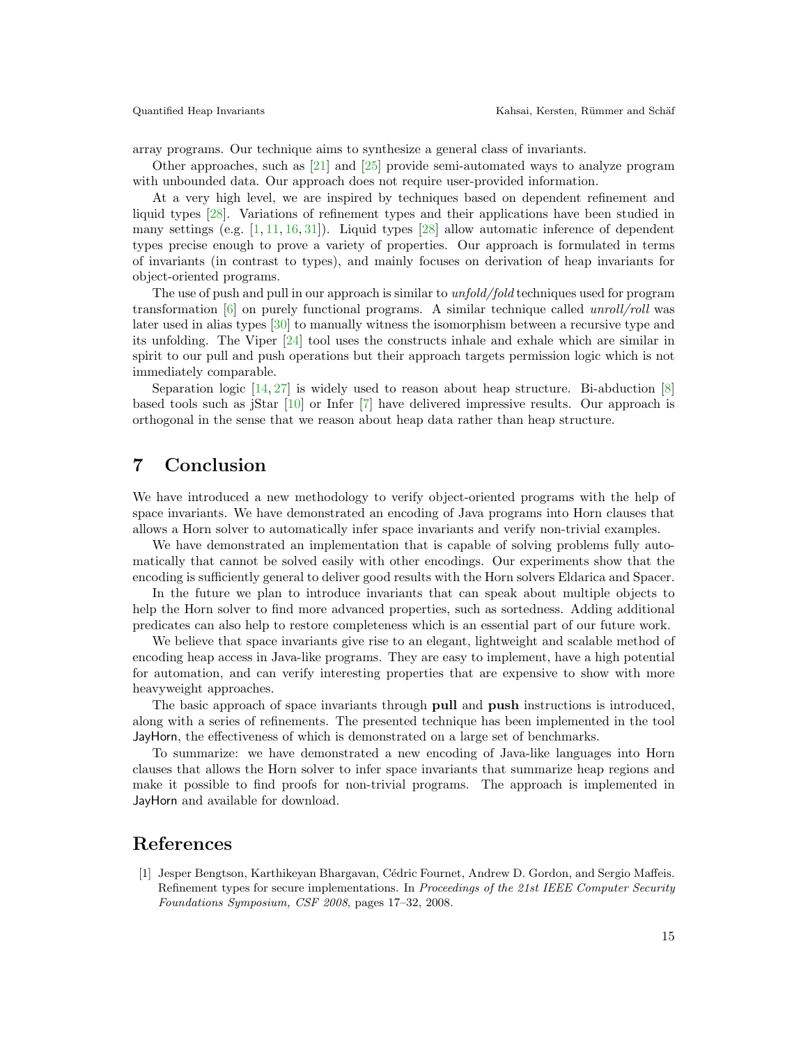array programs. Our technique aims to synthesize a general class of invariants.

Other approaches, such as [21] and [25] provide semi-automated ways to analyze program with unbounded data. Our approach does not require user-provided information.

At a very high level, we are inspired by techniques based on dependent refinement and liquid types [28]. Variations of refinement types and their applications have been studied in many settings (e.g. [1, 11, 16, 31]). Liquid types [28] allow automatic inference of dependent types precise enough to prove a variety of properties. Our approach is formulated in terms of invariants (in contrast to types), and mainly focuses on derivation of heap invariants for object-oriented programs.

The use of push and pull in our approach is similar to *unfold/fold* techniques used for program transformation [6] on purely functional programs. A similar technique called *unroll/roll* was later used in alias types [30] to manually witness the isomorphism between a recursive type and its unfolding. The Viper [24] tool uses the constructs inhale and exhale which are similar in spirit to our pull and push operations but their approach targets permission logic which is not immediately comparable.

Separation logic [14, 27] is widely used to reason about heap structure. Bi-abduction [8] based tools such as jStar [10] or Infer [7] have delivered impressive results. Our approach is orthogonal in the sense that we reason about heap data rather than heap structure.

# 7 Conclusion

We have introduced a new methodology to verify object-oriented programs with the help of space invariants. We have demonstrated an encoding of Java programs into Horn clauses that allows a Horn solver to automatically infer space invariants and verify non-trivial examples.

We have demonstrated an implementation that is capable of solving problems fully automatically that cannot be solved easily with other encodings. Our experiments show that the encoding is sufficiently general to deliver good results with the Horn solvers Eldarica and Spacer.

In the future we plan to introduce invariants that can speak about multiple objects to help the Horn solver to find more advanced properties, such as sortedness. Adding additional predicates can also help to restore completeness which is an essential part of our future work.

We believe that space invariants give rise to an elegant, lightweight and scalable method of encoding heap access in Java-like programs. They are easy to implement, have a high potential for automation, and can verify interesting properties that are expensive to show with more heavyweight approaches.

The basic approach of space invariants through **pull** and **push** instructions is introduced, along with a series of refinements. The presented technique has been implemented in the tool JayHorn, the effectiveness of which is demonstrated on a large set of benchmarks.

To summarize: we have demonstrated a new encoding of Java-like languages into Horn clauses that allows the Horn solver to infer space invariants that summarize heap regions and make it possible to find proofs for non-trivial programs. The approach is implemented in JayHorn and available for download.

# References

[1] Jesper Bengtson, Karthikeyan Bhargavan, Cédric Fournet, Andrew D. Gordon, and Sergio Maffeis. Refinement types for secure implementations. In *Proceedings of the 21st IEEE Computer Security Foundations Symposium, CSF 2008*, pages 17–32, 2008.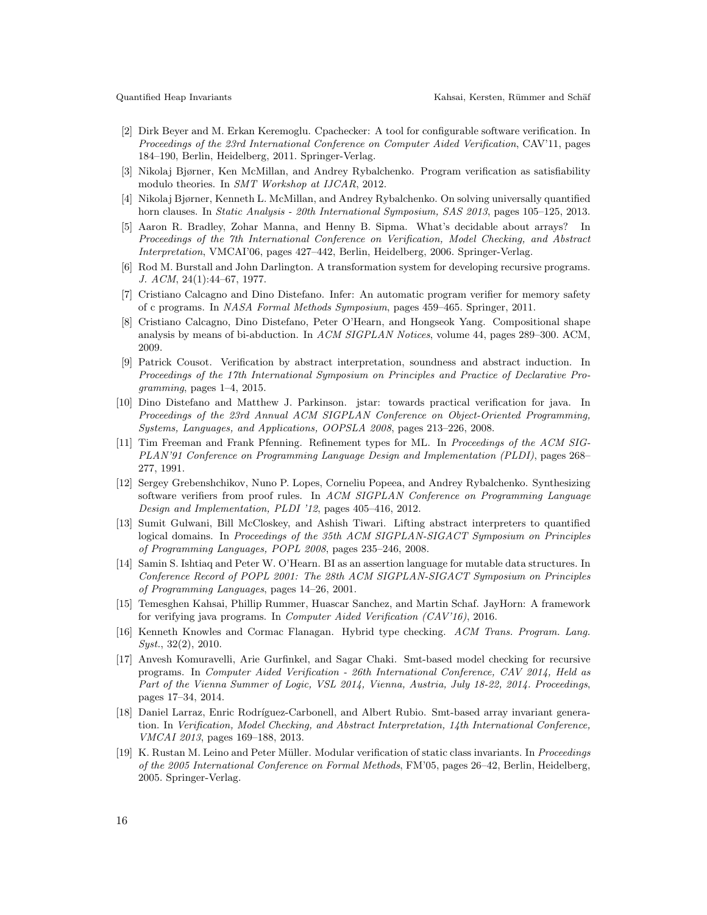- [2] Dirk Beyer and M. Erkan Keremoglu. Cpachecker: A tool for configurable software verification. In *Proceedings of the 23rd International Conference on Computer Aided Verification*, CAV'11, pages 184–190, Berlin, Heidelberg, 2011. Springer-Verlag.
- [3] Nikolaj Bjørner, Ken McMillan, and Andrey Rybalchenko. Program verification as satisfiability modulo theories. In *SMT Workshop at IJCAR*, 2012.
- [4] Nikolaj Bjørner, Kenneth L. McMillan, and Andrey Rybalchenko. On solving universally quantified horn clauses. In *Static Analysis - 20th International Symposium, SAS 2013*, pages 105–125, 2013.
- [5] Aaron R. Bradley, Zohar Manna, and Henny B. Sipma. What's decidable about arrays? In *Proceedings of the 7th International Conference on Verification, Model Checking, and Abstract Interpretation*, VMCAI'06, pages 427–442, Berlin, Heidelberg, 2006. Springer-Verlag.
- [6] Rod M. Burstall and John Darlington. A transformation system for developing recursive programs. *J. ACM*, 24(1):44–67, 1977.
- [7] Cristiano Calcagno and Dino Distefano. Infer: An automatic program verifier for memory safety of c programs. In *NASA Formal Methods Symposium*, pages 459–465. Springer, 2011.
- [8] Cristiano Calcagno, Dino Distefano, Peter O'Hearn, and Hongseok Yang. Compositional shape analysis by means of bi-abduction. In *ACM SIGPLAN Notices*, volume 44, pages 289–300. ACM, 2009.
- [9] Patrick Cousot. Verification by abstract interpretation, soundness and abstract induction. In *Proceedings of the 17th International Symposium on Principles and Practice of Declarative Programming*, pages 1–4, 2015.
- [10] Dino Distefano and Matthew J. Parkinson. jstar: towards practical verification for java. In *Proceedings of the 23rd Annual ACM SIGPLAN Conference on Object-Oriented Programming, Systems, Languages, and Applications, OOPSLA 2008*, pages 213–226, 2008.
- [11] Tim Freeman and Frank Pfenning. Refinement types for ML. In *Proceedings of the ACM SIGPLAN'91 Conference on Programming Language Design and Implementation (PLDI)*, pages 268–277, 1991.
- [12] Sergey Grebenshchikov, Nuno P. Lopes, Corneliu Popeea, and Andrey Rybalchenko. Synthesizing software verifiers from proof rules. In *ACM SIGPLAN Conference on Programming Language Design and Implementation, PLDI '12*, pages 405–416, 2012.
- [13] Sumit Gulwani, Bill McCloskey, and Ashish Tiwari. Lifting abstract interpreters to quantified logical domains. In *Proceedings of the 35th ACM SIGPLAN-SIGACT Symposium on Principles of Programming Languages, POPL 2008*, pages 235–246, 2008.
- [14] Samin S. Ishtiaq and Peter W. O'Hearn. BI as an assertion language for mutable data structures. In *Conference Record of POPL 2001: The 28th ACM SIGPLAN-SIGACT Symposium on Principles of Programming Languages*, pages 14–26, 2001.
- [15] Temesghen Kahsai, Phillip Rummer, Huascar Sanchez, and Martin Schaf. JayHorn: A framework for verifying java programs. In *Computer Aided Verification (CAV'16)*, 2016.
- [16] Kenneth Knowles and Cormac Flanagan. Hybrid type checking. *ACM Trans. Program. Lang. Syst.*, 32(2), 2010.
- [17] Anvesh Komuravelli, Arie Gurfinkel, and Sagar Chaki. Smt-based model checking for recursive programs. In *Computer Aided Verification - 26th International Conference, CAV 2014, Held as Part of the Vienna Summer of Logic, VSL 2014, Vienna, Austria, July 18-22, 2014. Proceedings*, pages 17–34, 2014.
- [18] Daniel Larraz, Enric Rodríguez-Carbonell, and Albert Rubio. Smt-based array invariant generation. In *Verification, Model Checking, and Abstract Interpretation, 14th International Conference, VMCAI 2013*, pages 169–188, 2013.
- [19] K. Rustan M. Leino and Peter Müller. Modular verification of static class invariants. In *Proceedings of the 2005 International Conference on Formal Methods*, FM'05, pages 26–42, Berlin, Heidelberg, 2005. Springer-Verlag.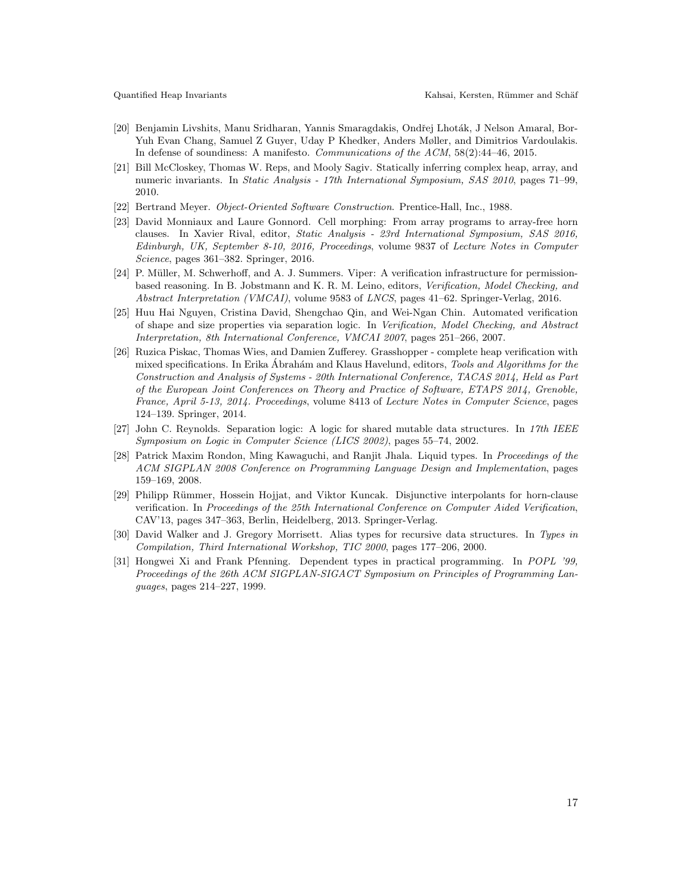[20] Benjamin Livshits, Manu Sridharan, Yannis Smaragdakis, Ondřej Lhoták, J Nelson Amaral, Bor-Yuh Evan Chang, Samuel Z Guyer, Uday P Khedker, Anders Møller, and Dimitrios Vardoulakis. In defense of soundiness: A manifesto. *Communications of the ACM*, 58(2):44–46, 2015.

[21] Bill McCloskey, Thomas W. Reps, and Mooly Sagiv. Statically inferring complex heap, array, and numeric invariants. In *Static Analysis - 17th International Symposium, SAS 2010*, pages 71–99, 2010.

[22] Bertrand Meyer. *Object-Oriented Software Construction*. Prentice-Hall, Inc., 1988.

[23] David Monniaux and Laure Gonnord. Cell morphing: From array programs to array-free horn clauses. In Xavier Rival, editor, *Static Analysis - 23rd International Symposium, SAS 2016, Edinburgh, UK, September 8-10, 2016, Proceedings*, volume 9837 of *Lecture Notes in Computer Science*, pages 361–382. Springer, 2016.

[24] P. Müller, M. Schwerhoff, and A. J. Summers. Viper: A verification infrastructure for permission-based reasoning. In B. Jobstmann and K. R. M. Leino, editors, *Verification, Model Checking, and Abstract Interpretation (VMCAI)*, volume 9583 of *LNCS*, pages 41–62. Springer-Verlag, 2016.

[25] Huu Hai Nguyen, Cristina David, Shengchao Qin, and Wei-Ngan Chin. Automated verification of shape and size properties via separation logic. In *Verification, Model Checking, and Abstract Interpretation, 8th International Conference, VMCAI 2007*, pages 251–266, 2007.

[26] Ruzica Piskac, Thomas Wies, and Damien Zufferey. Grasshopper - complete heap verification with mixed specifications. In Erika Ábrahám and Klaus Havelund, editors, *Tools and Algorithms for the Construction and Analysis of Systems - 20th International Conference, TACAS 2014, Held as Part of the European Joint Conferences on Theory and Practice of Software, ETAPS 2014, Grenoble, France, April 5-13, 2014. Proceedings*, volume 8413 of *Lecture Notes in Computer Science*, pages 124–139. Springer, 2014.

[27] John C. Reynolds. Separation logic: A logic for shared mutable data structures. In *17th IEEE Symposium on Logic in Computer Science (LICS 2002)*, pages 55–74, 2002.

[28] Patrick Maxim Rondon, Ming Kawaguchi, and Ranjit Jhala. Liquid types. In *Proceedings of the ACM SIGPLAN 2008 Conference on Programming Language Design and Implementation*, pages 159–169, 2008.

[29] Philipp Rümmer, Hossein Hojjat, and Viktor Kuncak. Disjunctive interpolants for horn-clause verification. In *Proceedings of the 25th International Conference on Computer Aided Verification*, CAV'13, pages 347–363, Berlin, Heidelberg, 2013. Springer-Verlag.

[30] David Walker and J. Gregory Morrisett. Alias types for recursive data structures. In *Types in Compilation, Third International Workshop, TIC 2000*, pages 177–206, 2000.

[31] Hongwei Xi and Frank Pfenning. Dependent types in practical programming. In *POPL '99, Proceedings of the 26th ACM SIGPLAN-SIGACT Symposium on Principles of Programming Languages*, pages 214–227, 1999.